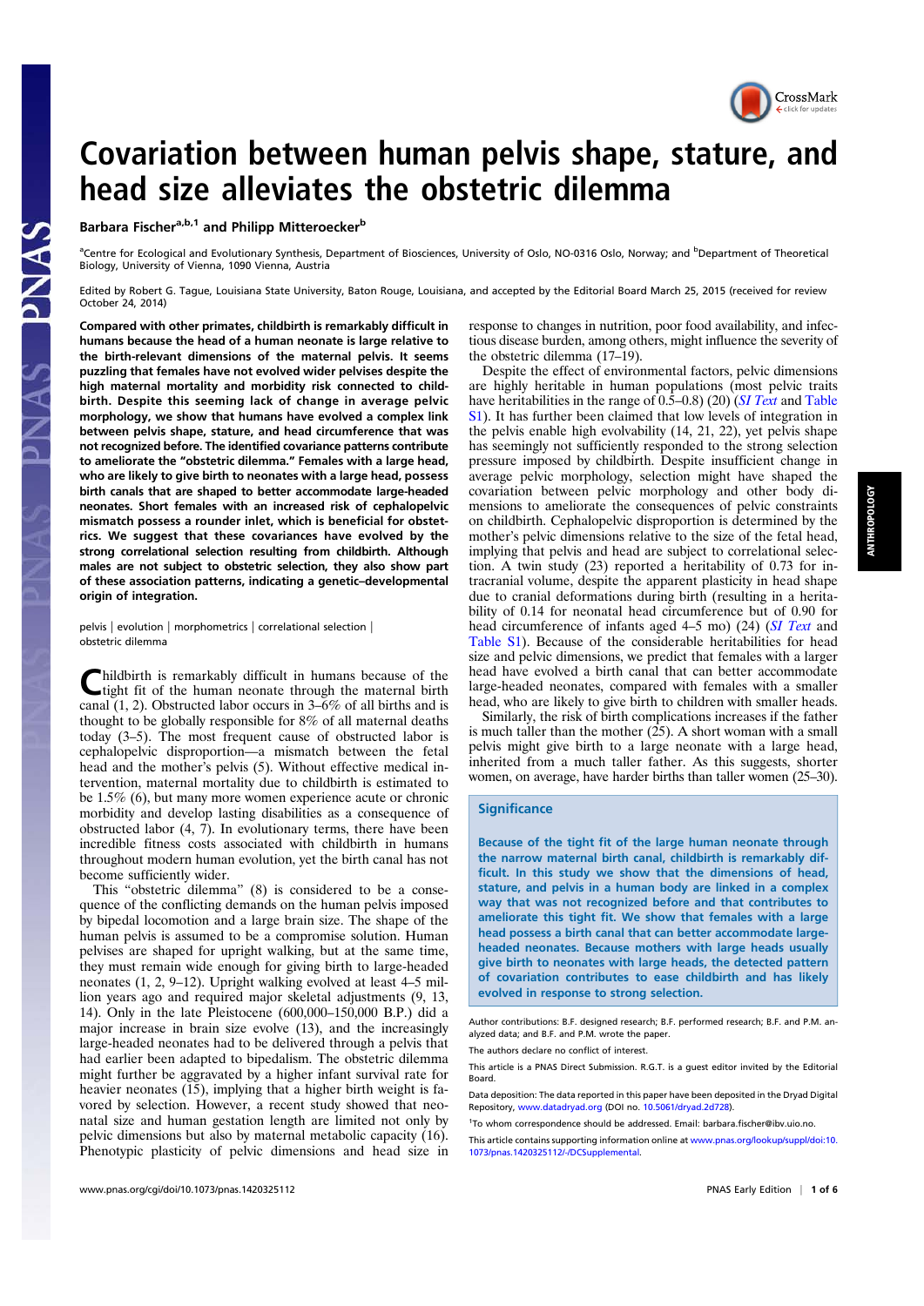# Covariation between human pelvis shape, stature, and head size alleviates the obstetric dilemma

Barbara Fischer[a,b,1] and Philipp Mitteroecker[b]

[a]Centre for Ecological and Evolutionary Synthesis, Department of Biosciences, University of Oslo, NO-0316 Oslo, Norway; and [b]Department of Theoretical Biology, University of Vienna, 1090 Vienna, Austria

Edited by Robert G. Tague, Louisiana State University, Baton Rouge, Louisiana, and accepted by the Editorial Board March 25, 2015 (received for review October 24, 2014)

**Compared with other primates, childbirth is remarkably difficult in humans because the head of a human neonate is large relative to the birth-relevant dimensions of the maternal pelvis. It seems puzzling that females have not evolved wider pelvises despite the high maternal mortality and morbidity risk connected to childbirth. Despite this seeming lack of change in average pelvic morphology, we show that humans have evolved a complex link between pelvis shape, stature, and head circumference that was not recognized before. The identified covariance patterns contribute to ameliorate the "obstetric dilemma." Females with a large head, who are likely to give birth to neonates with a large head, possess birth canals that are shaped to better accommodate large-headed neonates. Short females with an increased risk of cephalopelvic mismatch possess a rounder inlet, which is beneficial for obstetrics. We suggest that these covariances have evolved by the strong correlational selection resulting from childbirth. Although males are not subject to obstetric selection, they also show part of these association patterns, indicating a genetic–developmental origin of integration.**

pelvis | evolution | morphometrics | correlational selection | obstetric dilemma

Childbirth is remarkably difficult in humans because of the tight fit of the human neonate through the maternal birth canal (1, 2). Obstructed labor occurs in 3–6% of all births and is thought to be globally responsible for 8% of all maternal deaths today (3–5). The most frequent cause of obstructed labor is cephalopelvic disproportion—a mismatch between the fetal head and the mother's pelvis (5). Without effective medical intervention, maternal mortality due to childbirth is estimated to be 1.5% (6), but many more women experience acute or chronic morbidity and develop lasting disabilities as a consequence of obstructed labor (4, 7). In evolutionary terms, there have been incredible fitness costs associated with childbirth in humans throughout modern human evolution, yet the birth canal has not become sufficiently wider.

This "obstetric dilemma" (8) is considered to be a consequence of the conflicting demands on the human pelvis imposed by bipedal locomotion and a large brain size. The shape of the human pelvis is assumed to be a compromise solution. Human pelvises are shaped for upright walking, but at the same time, they must remain wide enough for giving birth to large-headed neonates (1, 2, 9–12). Upright walking evolved at least 4–5 million years ago and required major skeletal adjustments (9, 13, 14). Only in the late Pleistocene (600,000–150,000 B.P.) did a major increase in brain size evolve (13), and the increasingly large-headed neonates had to be delivered through a pelvis that had earlier been adapted to bipedalism. The obstetric dilemma might further be aggravated by a higher infant survival rate for heavier neonates (15), implying that a higher birth weight is favored by selection. However, a recent study showed that neonatal size and human gestation length are limited not only by pelvic dimensions but also by maternal metabolic capacity (16). Phenotypic plasticity of pelvic dimensions and head size in response to changes in nutrition, poor food availability, and infectious disease burden, among others, might influence the severity of the obstetric dilemma (17–19).

Despite the effect of environmental factors, pelvic dimensions are highly heritable in human populations (most pelvic traits have heritabilities in the range of 0.5–0.8) (20) (*SI Text* and Table S1). It has further been claimed that low levels of integration in the pelvis enable high evolvability (14, 21, 22), yet pelvis shape has seemingly not sufficiently responded to the strong selection pressure imposed by childbirth. Despite insufficient change in average pelvic morphology, selection might have shaped the covariation between pelvic morphology and other body dimensions to ameliorate the consequences of pelvic constraints on childbirth. Cephalopelvic disproportion is determined by the mother's pelvic dimensions relative to the size of the fetal head, implying that pelvis and head are subject to correlational selection. A twin study (23) reported a heritability of 0.73 for intracranial volume, despite the apparent plasticity in head shape due to cranial deformations during birth (resulting in a heritability of 0.14 for neonatal head circumference but of 0.90 for head circumference of infants aged 4–5 mo) (24) (*SI Text* and Table S1). Because of the considerable heritabilities for head size and pelvic dimensions, we predict that females with a larger head have evolved a birth canal that can better accommodate large-headed neonates, compared with females with a smaller head, who are likely to give birth to children with smaller heads.

Similarly, the risk of birth complications increases if the father is much taller than the mother (25). A short woman with a small pelvis might give birth to a large neonate with a large head, inherited from a much taller father. As this suggests, shorter women, on average, have harder births than taller women (25–30).

## Significance

Because of the tight fit of the large human neonate through the narrow maternal birth canal, childbirth is remarkably difficult. In this study we show that the dimensions of head, stature, and pelvis in a human body are linked in a complex way that was not recognized before and that contributes to ameliorate this tight fit. We show that females with a large head possess a birth canal that can better accommodate large-headed neonates. Because mothers with large heads usually give birth to neonates with large heads, the detected pattern of covariation contributes to ease childbirth and has likely evolved in response to strong selection.

Author contributions: B.F. designed research; B.F. performed research; B.F. and P.M. analyzed data; and B.F. and P.M. wrote the paper.

The authors declare no conflict of interest.

This article is a PNAS Direct Submission. R.G.T. is a guest editor invited by the Editorial Board.

Data deposition: The data reported in this paper have been deposited in the Dryad Digital Repository, www.datadryad.org (DOI no. 10.5061/dryad.2d728).

[1]To whom correspondence should be addressed. Email: barbara.fischer@ibv.uio.no.

This article contains supporting information online at www.pnas.org/lookup/suppl/doi:10.1073/pnas.1420325112/-/DCSupplemental.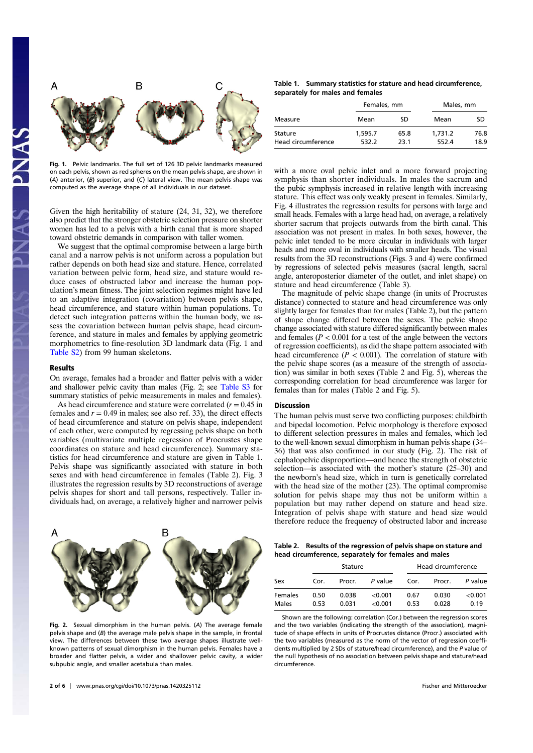Fig. 1. Pelvic landmarks. The full set of 126 3D pelvic landmarks measured on each pelvis, shown as red spheres on the mean pelvis shape, are shown in (*A*) anterior, (*B*) superior, and (*C*) lateral view. The mean pelvis shape was computed as the average shape of all individuals in our dataset.

Given the high heritability of stature (24, 31, 32), we therefore also predict that the stronger obstetric selection pressure on shorter women has led to a pelvis with a birth canal that is more shaped toward obstetric demands in comparison with taller women.

We suggest that the optimal compromise between a large birth canal and a narrow pelvis is not uniform across a population but rather depends on both head size and stature. Hence, correlated variation between pelvic form, head size, and stature would reduce cases of obstructed labor and increase the human population's mean fitness. The joint selection regimes might have led to an adaptive integration (covariation) between pelvis shape, head circumference, and stature within human populations. To detect such integration patterns within the human body, we assess the covariation between human pelvis shape, head circumference, and stature in males and females by applying geometric morphometrics to fine-resolution 3D landmark data (Fig. 1 and Table S2) from 99 human skeletons.

## Results

On average, females had a broader and flatter pelvis with a wider and shallower pelvic cavity than males (Fig. 2; see Table S3 for summary statistics of pelvic measurements in males and females).

As head circumference and stature were correlated ($r = 0.45$ in females and $r = 0.49$ in males; see also ref. 33), the direct effects of head circumference and stature on pelvis shape, independent of each other, were computed by regressing pelvis shape on both variables (multivariate multiple regression of Procrustes shape coordinates on stature and head circumference). Summary statistics for head circumference and stature are given in Table 1. Pelvis shape was significantly associated with stature in both sexes and with head circumference in females (Table 2). Fig. 3 illustrates the regression results by 3D reconstructions of average pelvis shapes for short and tall persons, respectively. Taller individuals had, on average, a relatively higher and narrower pelvis with a more oval pelvic inlet and a more forward projecting symphysis than shorter individuals. In males the sacrum and the pubic symphysis increased in relative length with increasing stature. This effect was only weakly present in females. Similarly, Fig. 4 illustrates the regression results for persons with large and small heads. Females with a large head had, on average, a relatively shorter sacrum that projects outwards from the birth canal. This association was not present in males. In both sexes, however, the pelvic inlet tended to be more circular in individuals with larger heads and more oval in individuals with smaller heads. The visual results from the 3D reconstructions (Figs. 3 and 4) were confirmed by regressions of selected pelvis measures (sacral length, sacral angle, anteroposterior diameter of the outlet, and inlet shape) on stature and head circumference (Table 3).

The magnitude of pelvic shape change (in units of Procrustes distance) connected to stature and head circumference was only slightly larger for females than for males (Table 2), but the pattern of shape change differed between the sexes. The pelvic shape change associated with stature differed significantly between males and females ($P < 0.001$ for a test of the angle between the vectors of regression coefficients), as did the shape pattern associated with head circumference ($P < 0.001$). The correlation of stature with the pelvic shape scores (as a measure of the strength of association) was similar in both sexes (Table 2 and Fig. 5), whereas the corresponding correlation for head circumference was larger for females than for males (Table 2 and Fig. 5).

Fig. 2. Sexual dimorphism in the human pelvis. (*A*) The average female pelvis shape and (*B*) the average male pelvis shape in the sample, in frontal view. The differences between these two average shapes illustrate well-known patterns of sexual dimorphism in the human pelvis. Females have a broader and flatter pelvis, a wider and shallower pelvic cavity, a wider subpubic angle, and smaller acetabula than males.

**Table 1. Summary statistics for stature and head circumference, separately for males and females**

| Measure | Females, mm | | Males, mm | |
|---|---|---|---|---|
| | Mean | SD | Mean | SD |
| Stature | 1,595.7 | 65.8 | 1,731.2 | 76.8 |
| Head circumference | 532.2 | 23.1 | 552.4 | 18.9 |

## Discussion

The human pelvis must serve two conflicting purposes: childbirth and bipedal locomotion. Pelvic morphology is therefore exposed to different selection pressures in males and females, which led to the well-known sexual dimorphism in human pelvis shape (34–36) that was also confirmed in our study (Fig. 2). The risk of cephalopelvic disproportion—and hence the strength of obstetric selection—is associated with the mother's stature (25–30) and the newborn's head size, which in turn is genetically correlated with the head size of the mother (23). The optimal compromise solution for pelvis shape may thus not be uniform within a population but may rather depend on stature and head size. Integration of pelvis shape with stature and head size would therefore reduce the frequency of obstructed labor and increase

**Table 2. Results of the regression of pelvis shape on stature and head circumference, separately for females and males**

| Sex | Stature | | | Head circumference | | |
|---|---|---|---|---|---|---|
| | Cor. | Procr. | *P* value | Cor. | Procr. | *P* value |
| Females | 0.50 | 0.038 | <0.001 | 0.67 | 0.030 | <0.001 |
| Males | 0.53 | 0.031 | <0.001 | 0.53 | 0.028 | 0.19 |

Shown are the following: correlation (Cor.) between the regression scores and the two variables (indicating the strength of the association), magnitude of shape effects in units of Procrustes distance (Procr.) associated with the two variables (measured as the norm of the vector of regression coefficients multiplied by 2 SDs of stature/head circumference), and the *P* value of the null hypothesis of no association between pelvis shape and stature/head circumference.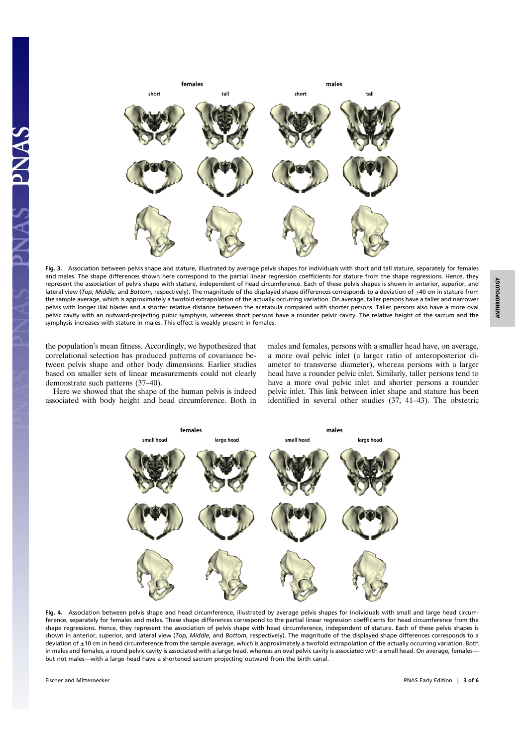females
short
tall

males
short
tall

**Fig. 3.** Association between pelvis shape and stature, illustrated by average pelvis shapes for individuals with short and tall stature, separately for females and males. The shape differences shown here correspond to the partial linear regression coefficients for stature from the shape regressions. Hence, they represent the association of pelvis shape with stature, independent of head circumference. Each of these pelvis shapes is shown in anterior, superior, and lateral view (*Top*, *Middle*, and *Bottom*, respectively). The magnitude of the displayed shape differences corresponds to a deviation of ±40 cm in stature from the sample average, which is approximately a twofold extrapolation of the actually occurring variation. On average, taller persons have a taller and narrower pelvis with longer ilial blades and a shorter relative distance between the acetabula compared with shorter persons. Taller persons also have a more oval pelvic cavity with an outward-projecting pubic symphysis, whereas short persons have a rounder pelvic cavity. The relative height of the sacrum and the symphysis increases with stature in males. This effect is weakly present in females.

the population's mean fitness. Accordingly, we hypothesized that correlational selection has produced patterns of covariance between pelvis shape and other body dimensions. Earlier studies based on smaller sets of linear measurements could not clearly demonstrate such patterns (37–40).

Here we showed that the shape of the human pelvis is indeed associated with body height and head circumference. Both in males and females, persons with a smaller head have, on average, a more oval pelvic inlet (a larger ratio of anteroposterior diameter to transverse diameter), whereas persons with a larger head have a rounder pelvic inlet. Similarly, taller persons tend to have a more oval pelvic inlet and shorter persons a rounder pelvic inlet. This link between inlet shape and stature has been identified in several other studies (37, 41–43). The obstetric

females
small head
large head

males
small head
large head

**Fig. 4.** Association between pelvis shape and head circumference, illustrated by average pelvis shapes for individuals with small and large head circumference, separately for females and males. These shape differences correspond to the partial linear regression coefficients for head circumference from the shape regressions. Hence, they represent the association of pelvis shape with head circumference, independent of stature. Each of these pelvis shapes is shown in anterior, superior, and lateral view (*Top*, *Middle*, and *Bottom*, respectively). The magnitude of the displayed shape differences corresponds to a deviation of ±10 cm in head circumference from the sample average, which is approximately a twofold extrapolation of the actually occurring variation. Both in males and females, a round pelvic cavity is associated with a large head, whereas an oval pelvic cavity is associated with a small head. On average, females—but not males—with a large head have a shortened sacrum projecting outward from the birth canal.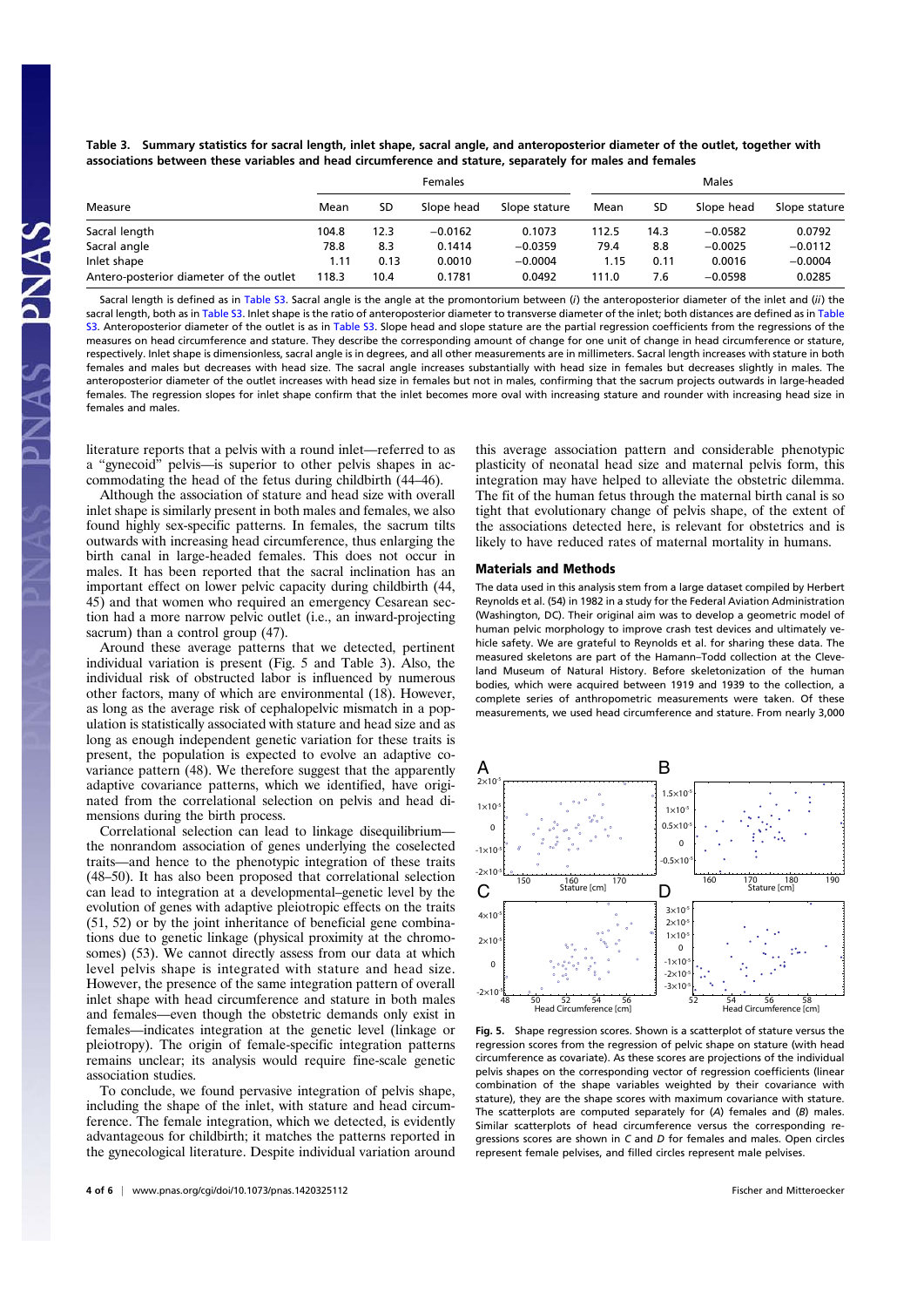**Table 3. Summary statistics for sacral length, inlet shape, sacral angle, and anteroposterior diameter of the outlet, together with associations between these variables and head circumference and stature, separately for males and females**

| Measure | Females | | | | Males | | | |
|---|---|---|---|---|---|---|---|---|
| | Mean | SD | Slope head | Slope stature | Mean | SD | Slope head | Slope stature |
| Sacral length | 104.8 | 12.3 | −0.0162 | 0.1073 | 112.5 | 14.3 | −0.0582 | 0.0792 |
| Sacral angle | 78.8 | 8.3 | 0.1414 | −0.0359 | 79.4 | 8.8 | −0.0025 | −0.0112 |
| Inlet shape | 1.11 | 0.13 | 0.0010 | −0.0004 | 1.15 | 0.11 | 0.0016 | −0.0004 |
| Antero-posterior diameter of the outlet | 118.3 | 10.4 | 0.1781 | 0.0492 | 111.0 | 7.6 | −0.0598 | 0.0285 |

Sacral length is defined as in Table S3. Sacral angle is the angle at the promontorium between (*i*) the anteroposterior diameter of the inlet and (*ii*) the sacral length, both as in Table S3. Inlet shape is the ratio of anteroposterior diameter to transverse diameter of the inlet; both distances are defined as in Table S3. Anteroposterior diameter of the outlet is as in Table S3. Slope head and slope stature are the partial regression coefficients from the regressions of the measures on head circumference and stature. They describe the corresponding amount of change for one unit of change in head circumference or stature, respectively. Inlet shape is dimensionless, sacral angle is in degrees, and all other measurements are in millimeters. Sacral length increases with stature in both females and males but decreases with head size. The sacral angle increases substantially with head size in females but decreases slightly in males. The anteroposterior diameter of the outlet increases with head size in females but not in males, confirming that the sacrum projects outwards in large-headed females. The regression slopes for inlet shape confirm that the inlet becomes more oval with increasing stature and rounder with increasing head size in females and males.

literature reports that a pelvis with a round inlet—referred to as a "gynecoid" pelvis—is superior to other pelvis shapes in accommodating the head of the fetus during childbirth (44–46).

Although the association of stature and head size with overall inlet shape is similarly present in both males and females, we also found highly sex-specific patterns. In females, the sacrum tilts outwards with increasing head circumference, thus enlarging the birth canal in large-headed females. This does not occur in males. It has been reported that the sacral inclination has an important effect on lower pelvic capacity during childbirth (44, 45) and that women who required an emergency Cesarean section had a more narrow pelvic outlet (i.e., an inward-projecting sacrum) than a control group (47).

Around these average patterns that we detected, pertinent individual variation is present (Fig. 5 and Table 3). Also, the individual risk of obstructed labor is influenced by numerous other factors, many of which are environmental (18). However, as long as the average risk of cephalopelvic mismatch in a population is statistically associated with stature and head size and as long as enough independent genetic variation for these traits is present, the population is expected to evolve an adaptive covariance pattern (48). We therefore suggest that the apparently adaptive covariance patterns, which we identified, have originated from the correlational selection on pelvis and head dimensions during the birth process.

Correlational selection can lead to linkage disequilibrium—the nonrandom association of genes underlying the coselected traits—and hence to the phenotypic integration of these traits (48–50). It has also been proposed that correlational selection can lead to integration at a developmental–genetic level by the evolution of genes with adaptive pleiotropic effects on the traits (51, 52) or by the joint inheritance of beneficial gene combinations due to genetic linkage (physical proximity at the chromosomes) (53). We cannot directly assess from our data at which level pelvis shape is integrated with stature and head size. However, the presence of the same integration pattern of overall inlet shape with head circumference and stature in both males and females—even though the obstetric demands only exist in females—indicates integration at the genetic level (linkage or pleiotropy). The origin of female-specific integration patterns remains unclear; its analysis would require fine-scale genetic association studies.

To conclude, we found pervasive integration of pelvis shape, including the shape of the inlet, with stature and head circumference. The female integration, which we detected, is evidently advantageous for childbirth; it matches the patterns reported in the gynecological literature. Despite individual variation around this average association pattern and considerable phenotypic plasticity of neonatal head size and maternal pelvis form, this integration may have helped to alleviate the obstetric dilemma. The fit of the human fetus through the maternal birth canal is so tight that evolutionary change of pelvis shape, of the extent of the associations detected here, is relevant for obstetrics and is likely to have reduced rates of maternal mortality in humans.

## Materials and Methods

The data used in this analysis stem from a large dataset compiled by Herbert Reynolds et al. (54) in 1982 in a study for the Federal Aviation Administration (Washington, DC). Their original aim was to develop a geometric model of human pelvic morphology to improve crash test devices and ultimately vehicle safety. We are grateful to Reynolds et al. for sharing these data. The measured skeletons are part of the Hamann–Todd collection at the Cleveland Museum of Natural History. Before skeletonization of the human bodies, which were acquired between 1919 and 1939 to the collection, a complete series of anthropometric measurements were taken. Of these measurements, we used head circumference and stature. From nearly 3,000

**Fig. 5.** Shape regression scores. Shown is a scatterplot of stature versus the regression scores from the regression of pelvic shape on stature (with head circumference as covariate). As these scores are projections of the individual pelvis shapes on the corresponding vector of regression coefficients (linear combination of the shape variables weighted by their covariance with stature), they are the shape scores with maximum covariance with stature. The scatterplots are computed separately for (*A*) females and (*B*) males. Similar scatterplots of head circumference versus the corresponding regressions scores are shown in *C* and *D* for females and males. Open circles represent female pelvises, and filled circles represent male pelvises.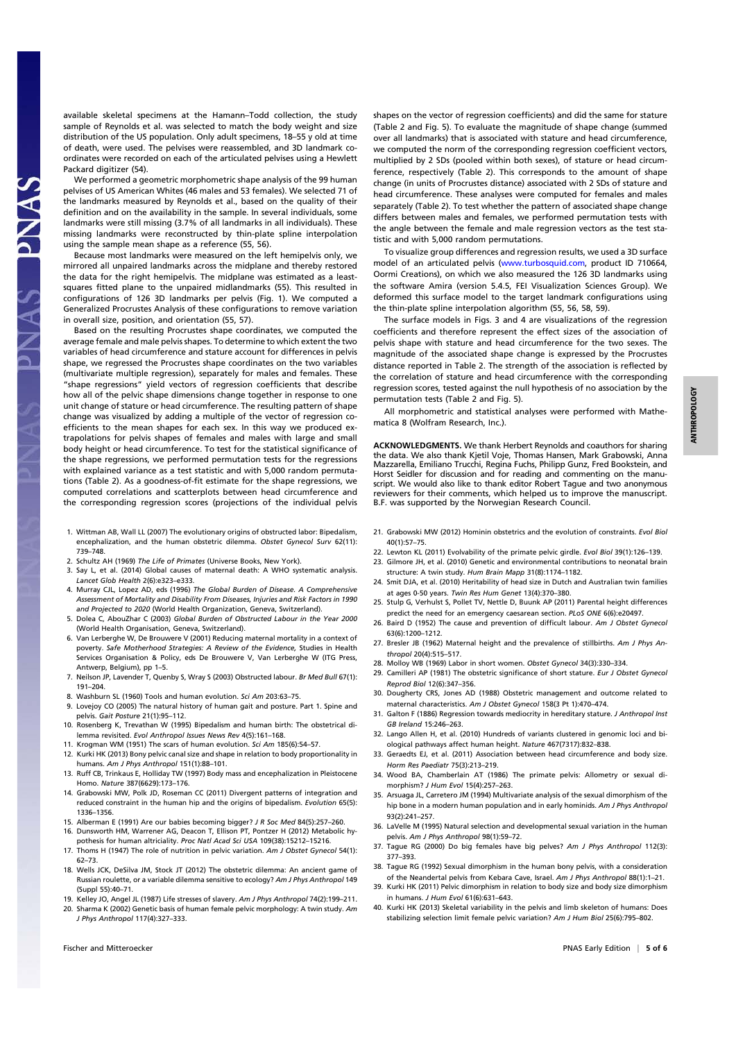available skeletal specimens at the Hamann–Todd collection, the study sample of Reynolds et al. was selected to match the body weight and size distribution of the US population. Only adult specimens, 18–55 y old at time of death, were used. The pelvises were reassembled, and 3D landmark coordinates were recorded on each of the articulated pelvises using a Hewlett Packard digitizer (54).

We performed a geometric morphometric shape analysis of the 99 human pelvises of US American Whites (46 males and 53 females). We selected 71 of the landmarks measured by Reynolds et al., based on the quality of their definition and on the availability in the sample. In several individuals, some landmarks were still missing (3.7% of all landmarks in all individuals). These missing landmarks were reconstructed by thin-plate spline interpolation using the sample mean shape as a reference (55, 56).

Because most landmarks were measured on the left hemipelvis only, we mirrored all unpaired landmarks across the midplane and thereby restored the data for the right hemipelvis. The midplane was estimated as a least-squares fitted plane to the unpaired midlandmarks (55). This resulted in configurations of 126 3D landmarks per pelvis (Fig. 1). We computed a Generalized Procrustes Analysis of these configurations to remove variation in overall size, position, and orientation (55, 57).

Based on the resulting Procrustes shape coordinates, we computed the average female and male pelvis shapes. To determine to which extent the two variables of head circumference and stature account for differences in pelvis shape, we regressed the Procrustes shape coordinates on the two variables (multivariate multiple regression), separately for males and females. These "shape regressions" yield vectors of regression coefficients that describe how all of the pelvic shape dimensions change together in response to one unit change of stature or head circumference. The resulting pattern of shape change was visualized by adding a multiple of the vector of regression coefficients to the mean shapes for each sex. In this way we produced extrapolations for pelvis shapes of females and males with large and small body height or head circumference. To test for the statistical significance of the shape regressions, we performed permutation tests for the regressions with explained variance as a test statistic and with 5,000 random permutations (Table 2). As a goodness-of-fit estimate for the shape regressions, we computed correlations and scatterplots between head circumference and the corresponding regression scores (projections of the individual pelvis shapes on the vector of regression coefficients) and did the same for stature (Table 2 and Fig. 5). To evaluate the magnitude of shape change (summed over all landmarks) that is associated with stature and head circumference, we computed the norm of the corresponding regression coefficient vectors, multiplied by 2 SDs (pooled within both sexes), of stature or head circumference, respectively (Table 2). This corresponds to the amount of shape change (in units of Procrustes distance) associated with 2 SDs of stature and head circumference. These analyses were computed for females and males separately (Table 2). To test whether the pattern of associated shape change differs between males and females, we performed permutation tests with the angle between the female and male regression vectors as the test statistic and with 5,000 random permutations.

To visualize group differences and regression results, we used a 3D surface model of an articulated pelvis (www.turbosquid.com, product ID 710664, Oormi Creations), on which we also measured the 126 3D landmarks using the software Amira (version 5.4.5, FEI Visualization Sciences Group). We deformed this surface model to the target landmark configurations using the thin-plate spline interpolation algorithm (55, 56, 58, 59).

The surface models in Figs. 3 and 4 are visualizations of the regression coefficients and therefore represent the effect sizes of the association of pelvis shape with stature and head circumference for the two sexes. The magnitude of the associated shape change is expressed by the Procrustes distance reported in Table 2. The strength of the association is reflected by the correlation of stature and head circumference with the corresponding regression scores, tested against the null hypothesis of no association by the permutation tests (Table 2 and Fig. 5).

All morphometric and statistical analyses were performed with Mathematica 8 (Wolfram Research, Inc.).

**ACKNOWLEDGMENTS.** We thank Herbert Reynolds and coauthors for sharing the data. We also thank Kjetil Voje, Thomas Hansen, Mark Grabowski, Anna Mazzarella, Emiliano Trucchi, Regina Fuchs, Philipp Gunz, Fred Bookstein, and Horst Seidler for discussion and for reading and commenting on the manuscript. We would also like to thank editor Robert Tague and two anonymous reviewers for their comments, which helped us to improve the manuscript. B.F. was supported by the Norwegian Research Council.

1. Wittman AB, Wall LL (2007) The evolutionary origins of obstructed labor: Bipedalism, encephalization, and the human obstetric dilemma. *Obstet Gynecol Surv* 62(11): 739–748.
2. Schultz AH (1969) *The Life of Primates* (Universe Books, New York).
3. Say L, et al. (2014) Global causes of maternal death: A WHO systematic analysis. *Lancet Glob Health* 2(6):e323–e333.
4. Murray CJL, Lopez AD, eds (1996) *The Global Burden of Disease. A Comprehensive Assessment of Mortality and Disability From Diseases, Injuries and Risk Factors in 1990 and Projected to 2020* (World Health Organization, Geneva, Switzerland).
5. Dolea C, AbouZhar C (2003) *Global Burden of Obstructed Labour in the Year 2000* (World Health Organisation, Geneva, Switzerland).
6. Van Lerberghe W, De Brouwere V (2001) Reducing maternal mortality in a context of poverty. *Safe Motherhood Strategies: A Review of the Evidence,* Studies in Health Services Organisation & Policy, eds De Brouwere V, Van Lerberghe W (ITG Press, Antwerp, Belgium), pp 1–5.
7. Neilson JP, Lavender T, Quenby S, Wray S (2003) Obstructed labour. *Br Med Bull* 67(1): 191–204.
8. Washburn SL (1960) Tools and human evolution. *Sci Am* 203:63–75.
9. Lovejoy CO (2005) The natural history of human gait and posture. Part 1. Spine and pelvis. *Gait Posture* 21(1):95–112.
10. Rosenberg K, Trevathan W (1995) Bipedalism and human birth: The obstetrical dilemma revisited. *Evol Anthropol Issues News Rev* 4(5):161–168.
11. Krogman WM (1951) The scars of human evolution. *Sci Am* 185(6):54–57.
12. Kurki HK (2013) Bony pelvic canal size and shape in relation to body proportionality in humans. *Am J Phys Anthropol* 151(1):88–101.
13. Ruff CB, Trinkaus E, Holliday TW (1997) Body mass and encephalization in Pleistocene Homo. *Nature* 387(6629):173–176.
14. Grabowski MW, Polk JD, Roseman CC (2011) Divergent patterns of integration and reduced constraint in the human hip and the origins of bipedalism. *Evolution* 65(5): 1336–1356.
15. Alberman E (1991) Are our babies becoming bigger? *J R Soc Med* 84(5):257–260.
16. Dunsworth HM, Warrener AG, Deacon T, Ellison PT, Pontzer H (2012) Metabolic hypothesis for human altriciality. *Proc Natl Acad Sci USA* 109(38):15212–15216.
17. Thoms H (1947) The role of nutrition in pelvic variation. *Am J Obstet Gynecol* 54(1): 62–73.
18. Wells JCK, DeSilva JM, Stock JT (2012) The obstetric dilemma: An ancient game of Russian roulette, or a variable dilemma sensitive to ecology? *Am J Phys Anthropol* 149 (Suppl 55):40–71.
19. Kelley JO, Angel JL (1987) Life stresses of slavery. *Am J Phys Anthropol* 74(2):199–211.
20. Sharma K (2002) Genetic basis of human female pelvic morphology: A twin study. *Am J Phys Anthropol* 117(4):327–333.
21. Grabowski MW (2012) Hominin obstetrics and the evolution of constraints. *Evol Biol* 40(1):57–75.
22. Lewton KL (2011) Evolvability of the primate pelvic girdle. *Evol Biol* 39(1):126–139.
23. Gilmore JH, et al. (2010) Genetic and environmental contributions to neonatal brain structure: A twin study. *Hum Brain Mapp* 31(8):1174–1182.
24. Smit DJA, et al. (2010) Heritability of head size in Dutch and Australian twin families at ages 0-50 years. *Twin Res Hum Genet* 13(4):370–380.
25. Stulp G, Verhulst S, Pollet TV, Nettle D, Buunk AP (2011) Parental height differences predict the need for an emergency caesarean section. *PLoS ONE* 6(6):e20497.
26. Baird D (1952) The cause and prevention of difficult labour. *Am J Obstet Gynecol* 63(6):1200–1212.
27. Bresler JB (1962) Maternal height and the prevalence of stillbirths. *Am J Phys Anthropol* 20(4):515–517.
28. Molloy WB (1969) Labor in short women. *Obstet Gynecol* 34(3):330–334.
29. Camilleri AP (1981) The obstetric significance of short stature. *Eur J Obstet Gynecol Reprod Biol* 12(6):347–356.
30. Dougherty CRS, Jones AD (1988) Obstetric management and outcome related to maternal characteristics. *Am J Obstet Gynecol* 158(3 Pt 1):470–474.
31. Galton F (1886) Regression towards mediocrity in hereditary stature. *J Anthropol Inst GB Ireland* 15:246–263.
32. Lango Allen H, et al. (2010) Hundreds of variants clustered in genomic loci and biological pathways affect human height. *Nature* 467(7317):832–838.
33. Geraedts EJ, et al. (2011) Association between head circumference and body size. *Horm Res Paediatr* 75(3):213–219.
34. Wood BA, Chamberlain AT (1986) The primate pelvis: Allometry or sexual dimorphism? *J Hum Evol* 15(4):257–263.
35. Arsuaga JL, Carretero JM (1994) Multivariate analysis of the sexual dimorphism of the hip bone in a modern human population and in early hominids. *Am J Phys Anthropol* 93(2):241–257.
36. LaVelle M (1995) Natural selection and developmental sexual variation in the human pelvis. *Am J Phys Anthropol* 98(1):59–72.
37. Tague RG (2000) Do big females have big pelves? *Am J Phys Anthropol* 112(3): 377–393.
38. Tague RG (1992) Sexual dimorphism in the human bony pelvis, with a consideration of the Neandertal pelvis from Kebara Cave, Israel. *Am J Phys Anthropol* 88(1):1–21.
39. Kurki HK (2011) Pelvic dimorphism in relation to body size and body size dimorphism in humans. *J Hum Evol* 61(6):631–643.
40. Kurki HK (2013) Skeletal variability in the pelvis and limb skeleton of humans: Does stabilizing selection limit female pelvic variation? *Am J Hum Biol* 25(6):795–802.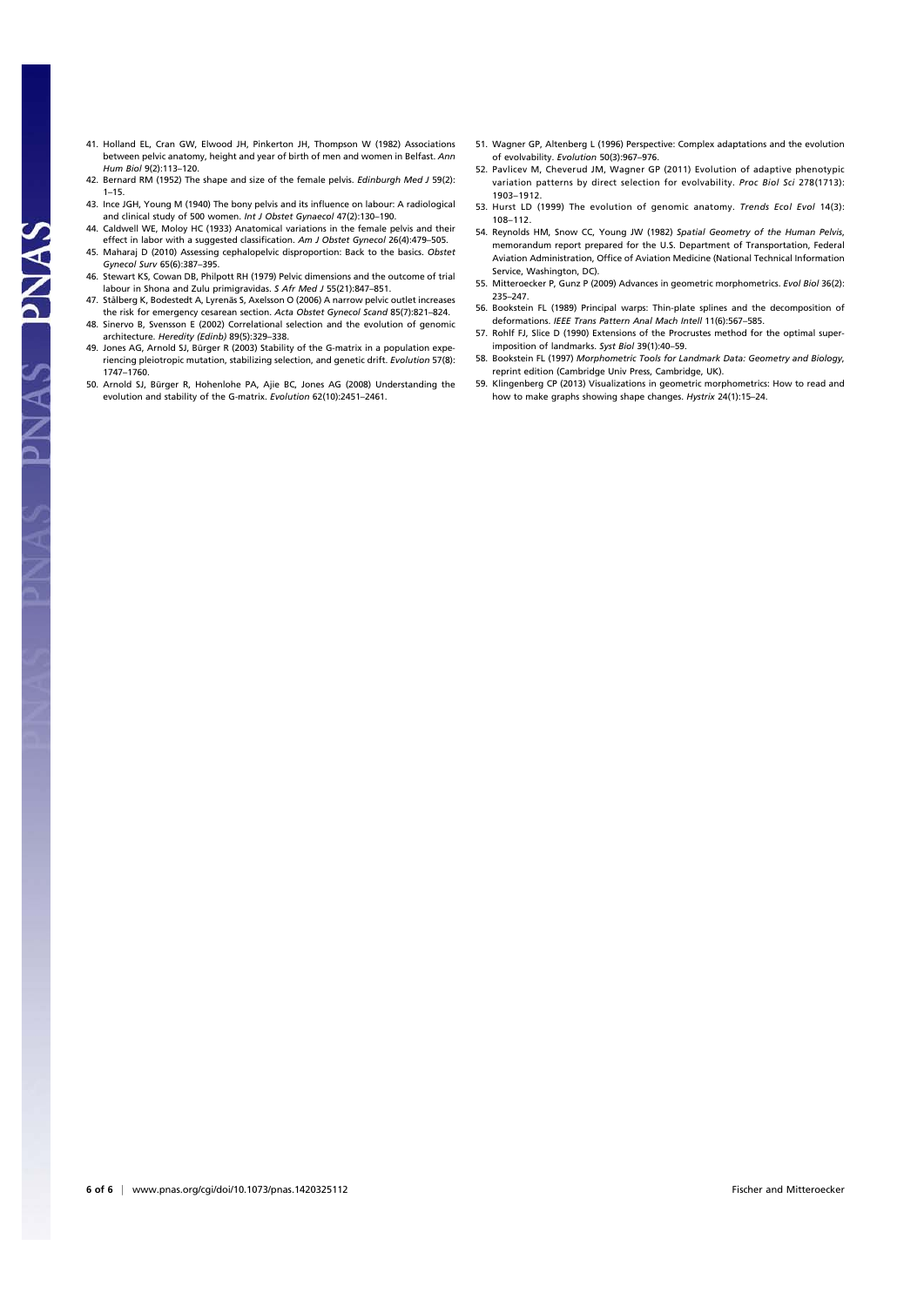41. Holland EL, Cran GW, Elwood JH, Pinkerton JH, Thompson W (1982) Associations between pelvic anatomy, height and year of birth of men and women in Belfast. *Ann Hum Biol* 9(2):113–120.
42. Bernard RM (1952) The shape and size of the female pelvis. *Edinburgh Med J* 59(2): 1–15.
43. Ince JGH, Young M (1940) The bony pelvis and its influence on labour: A radiological and clinical study of 500 women. *Int J Obstet Gynaecol* 47(2):130–190.
44. Caldwell WE, Moloy HC (1933) Anatomical variations in the female pelvis and their effect in labor with a suggested classification. *Am J Obstet Gynecol* 26(4):479–505.
45. Maharaj D (2010) Assessing cephalopelvic disproportion: Back to the basics. *Obstet Gynecol Surv* 65(6):387–395.
46. Stewart KS, Cowan DB, Philpott RH (1979) Pelvic dimensions and the outcome of trial labour in Shona and Zulu primigravidas. *S Afr Med J* 55(21):847–851.
47. Stålberg K, Bodestedt A, Lyrenäs S, Axelsson O (2006) A narrow pelvic outlet increases the risk for emergency cesarean section. *Acta Obstet Gynecol Scand* 85(7):821–824.
48. Sinervo B, Svensson E (2002) Correlational selection and the evolution of genomic architecture. *Heredity (Edinb)* 89(5):329–338.
49. Jones AG, Arnold SJ, Bürger R (2003) Stability of the G-matrix in a population experiencing pleiotropic mutation, stabilizing selection, and genetic drift. *Evolution* 57(8): 1747–1760.
50. Arnold SJ, Bürger R, Hohenlohe PA, Ajie BC, Jones AG (2008) Understanding the evolution and stability of the G-matrix. *Evolution* 62(10):2451–2461.
51. Wagner GP, Altenberg L (1996) Perspective: Complex adaptations and the evolution of evolvability. *Evolution* 50(3):967–976.
52. Pavlicev M, Cheverud JM, Wagner GP (2011) Evolution of adaptive phenotypic variation patterns by direct selection for evolvability. *Proc Biol Sci* 278(1713): 1903–1912.
53. Hurst LD (1999) The evolution of genomic anatomy. *Trends Ecol Evol* 14(3): 108–112.
54. Reynolds HM, Snow CC, Young JW (1982) *Spatial Geometry of the Human Pelvis*, memorandum report prepared for the U.S. Department of Transportation, Federal Aviation Administration, Office of Aviation Medicine (National Technical Information Service, Washington, DC).
55. Mitteroecker P, Gunz P (2009) Advances in geometric morphometrics. *Evol Biol* 36(2): 235–247.
56. Bookstein FL (1989) Principal warps: Thin-plate splines and the decomposition of deformations. *IEEE Trans Pattern Anal Mach Intell* 11(6):567–585.
57. Rohlf FJ, Slice D (1990) Extensions of the Procrustes method for the optimal superimposition of landmarks. *Syst Biol* 39(1):40–59.
58. Bookstein FL (1997) *Morphometric Tools for Landmark Data: Geometry and Biology*, reprint edition (Cambridge Univ Press, Cambridge, UK).
59. Klingenberg CP (2013) Visualizations in geometric morphometrics: How to read and how to make graphs showing shape changes. *Hystrix* 24(1):15–24.